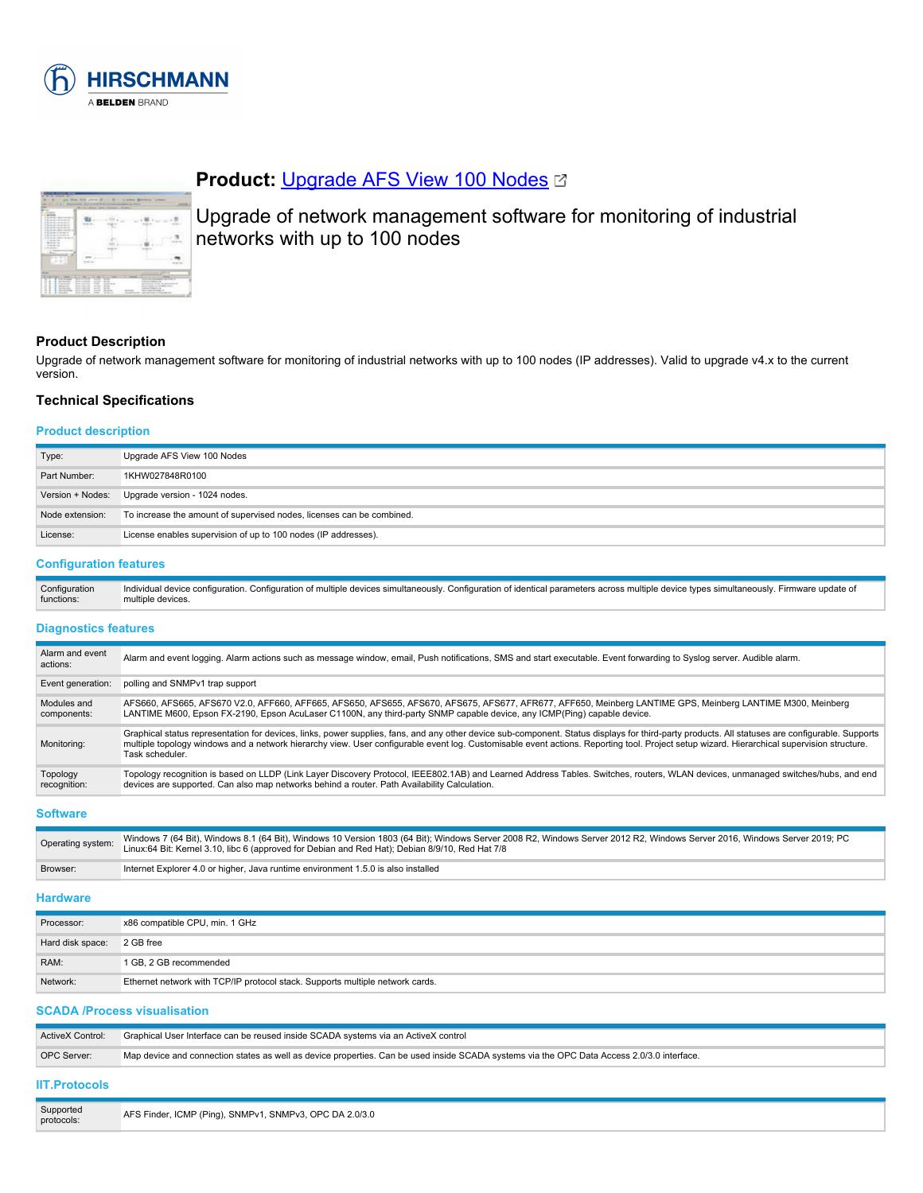# Product: Upgrade AFS View 100 Nodes

Upgrade of network management software for monitoring of industrial networks with up to 100 nodes

## Product Description

Upgrade of network management software for monitoring of industrial networks with up to 100 nodes (IP addresses). Valid to upgrade v4.x to the current version.

## Technical Specifications

### Product description

| | |
|---|---|
| Type: | Upgrade AFS View 100 Nodes |
| Part Number: | 1KHW027848R0100 |
| Version + Nodes: | Upgrade version - 1024 nodes. |
| Node extension: | To increase the amount of supervised nodes, licenses can be combined. |
| License: | License enables supervision of up to 100 nodes (IP addresses). |

### Configuration features

| | |
|---|---|
| Configuration functions: | Individual device configuration. Configuration of multiple devices simultaneously. Configuration of identical parameters across multiple device types simultaneously. Firmware update of multiple devices. |

### Diagnostics features

| | |
|---|---|
| Alarm and event actions: | Alarm and event logging. Alarm actions such as message window, email, Push notifications, SMS and start executable. Event forwarding to Syslog server. Audible alarm. |
| Event generation: | polling and SNMPv1 trap support |
| Modules and components: | AFS660, AFS665, AFS670 V2.0, AFF660, AFF665, AFS650, AFS655, AFS670, AFS675, AFS677, AFR677, AFF650, Meinberg LANTIME GPS, Meinberg LANTIME M300, Meinberg LANTIME M600, Epson FX-2190, Epson AcuLaser C1100N, any third-party SNMP capable device, any ICMP(Ping) capable device. |
| Monitoring: | Graphical status representation for devices, links, power supplies, fans, and any other device sub-component. Status displays for third-party products. All statuses are configurable. Supports multiple topology windows and a network hierarchy view. User configurable event log. Customisable event actions. Reporting tool. Project setup wizard. Hierarchical supervision structure. Task scheduler. |
| Topology recognition: | Topology recognition is based on LLDP (Link Layer Discovery Protocol, IEEE802.1AB) and Learned Address Tables. Switches, routers, WLAN devices, unmanaged switches/hubs, and end devices are supported. Can also map networks behind a router. Path Availability Calculation. |

### Software

| | |
|---|---|
| Operating system: | Windows 7 (64 Bit), Windows 8.1 (64 Bit), Windows 10 Version 1803 (64 Bit); Windows Server 2008 R2, Windows Server 2012 R2, Windows Server 2016, Windows Server 2019; PC Linux:64 Bit: Kernel 3.10, libc 6 (approved for Debian and Red Hat); Debian 8/9/10, Red Hat 7/8 |
| Browser: | Internet Explorer 4.0 or higher, Java runtime environment 1.5.0 is also installed |

### Hardware

| | |
|---|---|
| Processor: | x86 compatible CPU, min. 1 GHz |
| Hard disk space: | 2 GB free |
| RAM: | 1 GB, 2 GB recommended |
| Network: | Ethernet network with TCP/IP protocol stack. Supports multiple network cards. |

### SCADA /Process visualisation

| | |
|---|---|
| ActiveX Control: | Graphical User Interface can be reused inside SCADA systems via an ActiveX control |
| OPC Server: | Map device and connection states as well as device properties. Can be used inside SCADA systems via the OPC Data Access 2.0/3.0 interface. |

### IIT.Protocols

| | |
|---|---|
| Supported protocols: | AFS Finder, ICMP (Ping), SNMPv1, SNMPv3, OPC DA 2.0/3.0 |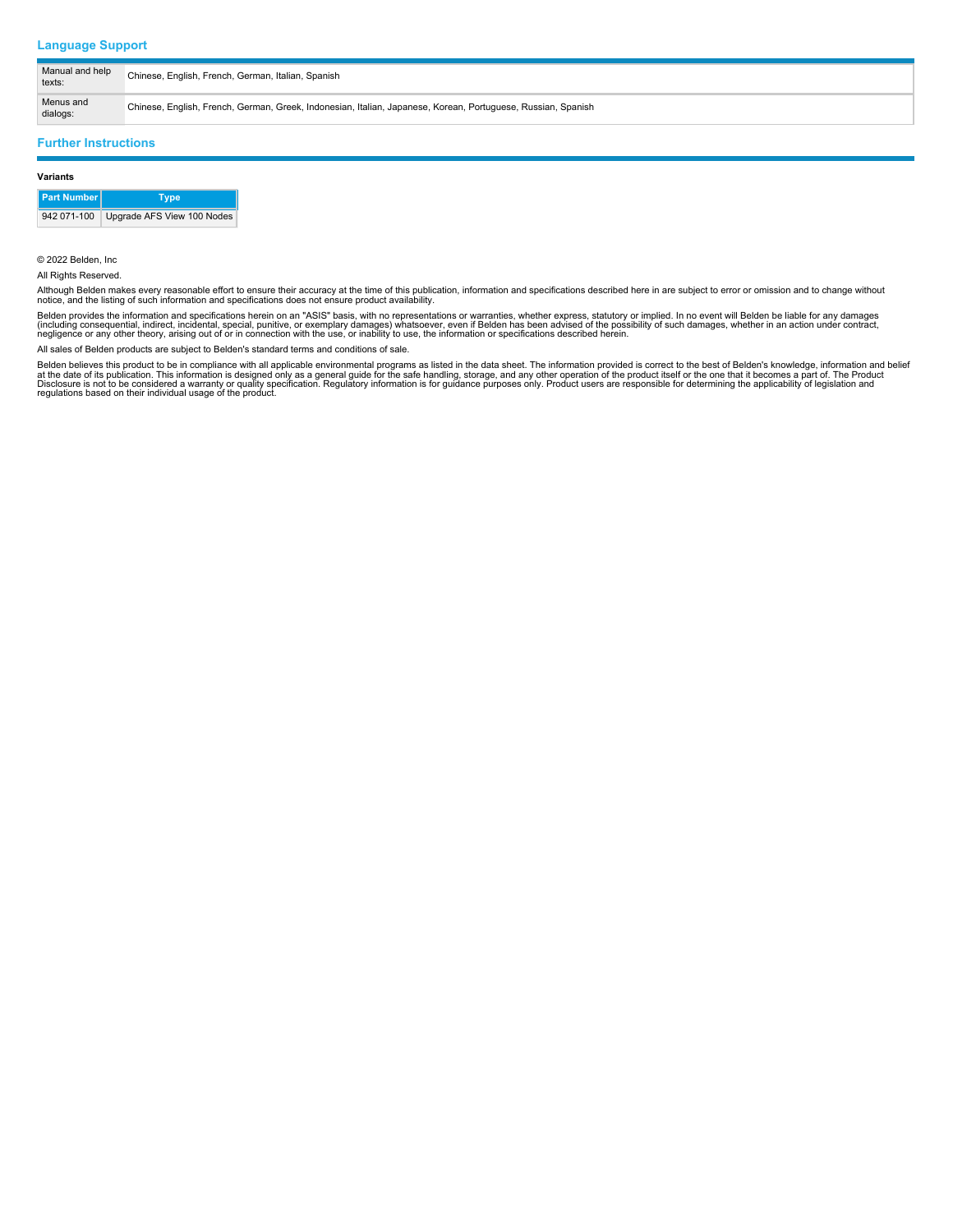## Language Support

| | |
|---|---|
| Manual and help texts: | Chinese, English, French, German, Italian, Spanish |
| Menus and dialogs: | Chinese, English, French, German, Greek, Indonesian, Italian, Japanese, Korean, Portuguese, Russian, Spanish |

## Further Instructions

**Variants**

| Part Number | Type |
|---|---|
| 942 071-100 | Upgrade AFS View 100 Nodes |

© 2022 Belden, Inc

All Rights Reserved.

Although Belden makes every reasonable effort to ensure their accuracy at the time of this publication, information and specifications described here in are subject to error or omission and to change without notice, and the listing of such information and specifications does not ensure product availability.

Belden provides the information and specifications herein on an "ASIS" basis, with no representations or warranties, whether express, statutory or implied. In no event will Belden be liable for any damages (including consequential, indirect, incidental, special, punitive, or exemplary damages) whatsoever, even if Belden has been advised of the possibility of such damages, whether in an action under contract, negligence or any other theory, arising out of or in connection with the use, or inability to use, the information or specifications described herein.

All sales of Belden products are subject to Belden's standard terms and conditions of sale.

Belden believes this product to be in compliance with all applicable environmental programs as listed in the data sheet. The information provided is correct to the best of Belden's knowledge, information and belief at the date of its publication. This information is designed only as a general guide for the safe handling, storage, and any other operation of the product itself or the one that it becomes a part of. The Product Disclosure is not to be considered a warranty or quality specification. Regulatory information is for guidance purposes only. Product users are responsible for determining the applicability of legislation and regulations based on their individual usage of the product.